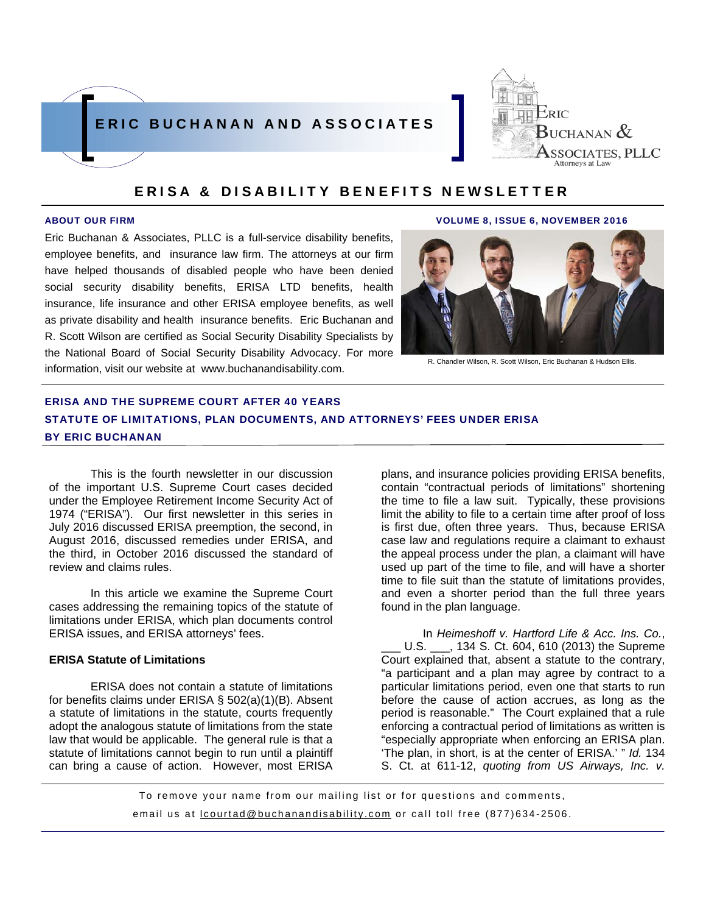# ERIC BUCHANAN AND ASSOCIATES

## ERISA & DISABILITY BENEFITS NEWSLETTER

### ABOUT OUR FIRM

**VOLUME 8, ISSUE 6, NOVEMBER 2016**

Eric Buchanan & Associates, PLLC is a full-service disability benefits, employee benefits, and insurance law firm. The attorneys at our firm have helped thousands of disabled people who have been denied social security disability benefits, ERISA LTD benefits, health insurance, life insurance and other ERISA employee benefits, as well as private disability and health insurance benefits. Eric Buchanan and R. Scott Wilson are certified as Social Security Disability Specialists by the National Board of Social Security Disability Advocacy. For more information, visit our website at www.buchanandisability.com.

R. Chandler Wilson, R. Scott Wilson, Eric Buchanan & Hudson Ellis.

## ERISA AND THE SUPREME COURT AFTER 40 YEARS
## STATUTE OF LIMITATIONS, PLAN DOCUMENTS, AND ATTORNEYS' FEES UNDER ERISA
### BY ERIC BUCHANAN

This is the fourth newsletter in our discussion of the important U.S. Supreme Court cases decided under the Employee Retirement Income Security Act of 1974 ("ERISA"). Our first newsletter in this series in July 2016 discussed ERISA preemption, the second, in August 2016, discussed remedies under ERISA, and the third, in October 2016 discussed the standard of review and claims rules.

In this article we examine the Supreme Court cases addressing the remaining topics of the statute of limitations under ERISA, which plan documents control ERISA issues, and ERISA attorneys' fees.

**ERISA Statute of Limitations**

ERISA does not contain a statute of limitations for benefits claims under ERISA § 502(a)(1)(B). Absent a statute of limitations in the statute, courts frequently adopt the analogous statute of limitations from the state law that would be applicable. The general rule is that a statute of limitations cannot begin to run until a plaintiff can bring a cause of action. However, most ERISA plans, and insurance policies providing ERISA benefits, contain "contractual periods of limitations" shortening the time to file a law suit. Typically, these provisions limit the ability to file to a certain time after proof of loss is first due, often three years. Thus, because ERISA case law and regulations require a claimant to exhaust the appeal process under the plan, a claimant will have used up part of the time to file, and will have a shorter time to file suit than the statute of limitations provides, and even a shorter period than the full three years found in the plan language.

In *Heimeshoff v. Hartford Life & Acc. Ins. Co.*, ___ U.S. ___, 134 S. Ct. 604, 610 (2013) the Supreme Court explained that, absent a statute to the contrary, "a participant and a plan may agree by contract to a particular limitations period, even one that starts to run before the cause of action accrues, as long as the period is reasonable." The Court explained that a rule enforcing a contractual period of limitations as written is "especially appropriate when enforcing an ERISA plan. 'The plan, in short, is at the center of ERISA.' " *Id.* 134 S. Ct. at 611-12, *quoting from US Airways, Inc. v.*

To remove your name from our mailing list or for questions and comments, email us at lcourtad@buchanandisability.com or call toll free (877)634-2506.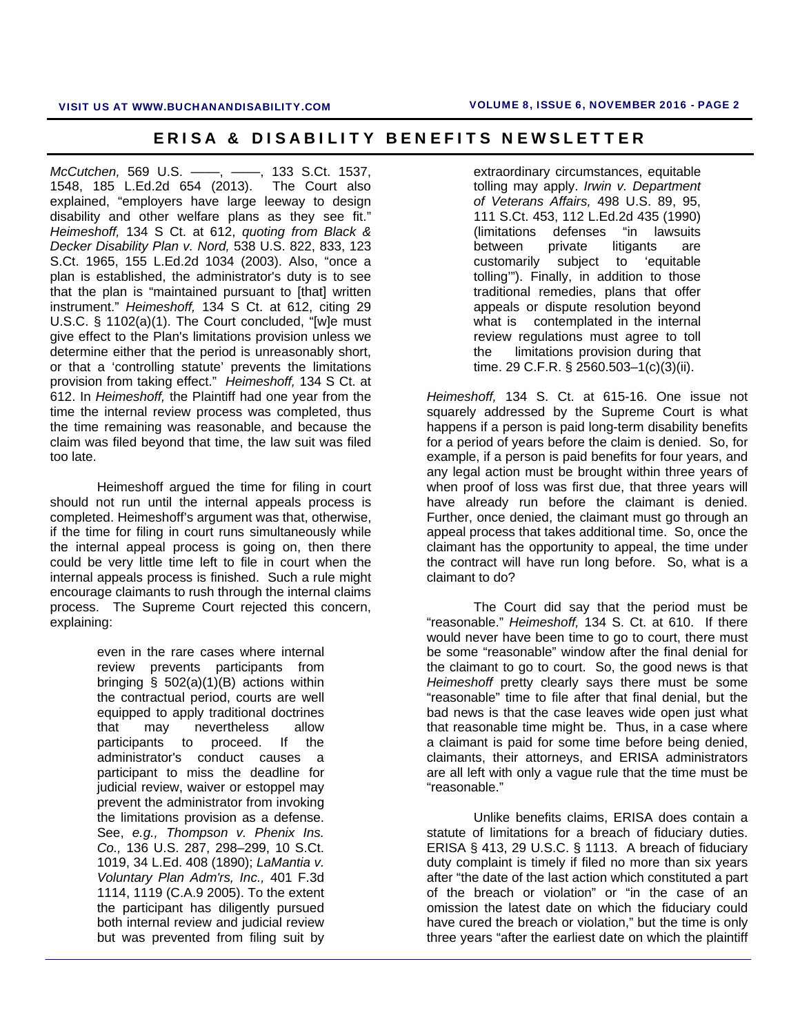*McCutchen,* 569 U.S. ——, ——, 133 S.Ct. 1537, 1548, 185 L.Ed.2d 654 (2013). The Court also explained, "employers have large leeway to design disability and other welfare plans as they see fit." *Heimeshoff,* 134 S Ct. at 612, *quoting from Black & Decker Disability Plan v. Nord,* 538 U.S. 822, 833, 123 S.Ct. 1965, 155 L.Ed.2d 1034 (2003). Also, "once a plan is established, the administrator's duty is to see that the plan is "maintained pursuant to [that] written instrument." *Heimeshoff,* 134 S Ct. at 612, citing 29 U.S.C. § 1102(a)(1). The Court concluded, "[w]e must give effect to the Plan's limitations provision unless we determine either that the period is unreasonably short, or that a 'controlling statute' prevents the limitations provision from taking effect." *Heimeshoff,* 134 S Ct. at 612. In *Heimeshoff,* the Plaintiff had one year from the time the internal review process was completed, thus the time remaining was reasonable, and because the claim was filed beyond that time, the law suit was filed too late.

Heimeshoff argued the time for filing in court should not run until the internal appeals process is completed. Heimeshoff's argument was that, otherwise, if the time for filing in court runs simultaneously while the internal appeal process is going on, then there could be very little time left to file in court when the internal appeals process is finished. Such a rule might encourage claimants to rush through the internal claims process. The Supreme Court rejected this concern, explaining:

> even in the rare cases where internal review prevents participants from bringing § 502(a)(1)(B) actions within the contractual period, courts are well equipped to apply traditional doctrines that may nevertheless allow participants to proceed. If the administrator's conduct causes a participant to miss the deadline for judicial review, waiver or estoppel may prevent the administrator from invoking the limitations provision as a defense. See, *e.g., Thompson v. Phenix Ins. Co.,* 136 U.S. 287, 298–299, 10 S.Ct. 1019, 34 L.Ed. 408 (1890); *LaMantia v. Voluntary Plan Adm'rs, Inc.,* 401 F.3d 1114, 1119 (C.A.9 2005). To the extent the participant has diligently pursued both internal review and judicial review but was prevented from filing suit by extraordinary circumstances, equitable tolling may apply. *Irwin v. Department of Veterans Affairs,* 498 U.S. 89, 95, 111 S.Ct. 453, 112 L.Ed.2d 435 (1990) (limitations defenses "in lawsuits between private litigants are customarily subject to 'equitable tolling'"). Finally, in addition to those traditional remedies, plans that offer appeals or dispute resolution beyond what is contemplated in the internal review regulations must agree to toll the limitations provision during that time. 29 C.F.R. § 2560.503–1(c)(3)(ii).

*Heimeshoff,* 134 S. Ct. at 615-16. One issue not squarely addressed by the Supreme Court is what happens if a person is paid long-term disability benefits for a period of years before the claim is denied. So, for example, if a person is paid benefits for four years, and any legal action must be brought within three years of when proof of loss was first due, that three years will have already run before the claimant is denied. Further, once denied, the claimant must go through an appeal process that takes additional time. So, once the claimant has the opportunity to appeal, the time under the contract will have run long before. So, what is a claimant to do?

The Court did say that the period must be "reasonable." *Heimeshoff,* 134 S. Ct. at 610. If there would never have been time to go to court, there must be some "reasonable" window after the final denial for the claimant to go to court. So, the good news is that *Heimeshoff* pretty clearly says there must be some "reasonable" time to file after that final denial, but the bad news is that the case leaves wide open just what that reasonable time might be. Thus, in a case where a claimant is paid for some time before being denied, claimants, their attorneys, and ERISA administrators are all left with only a vague rule that the time must be "reasonable."

Unlike benefits claims, ERISA does contain a statute of limitations for a breach of fiduciary duties. ERISA § 413, 29 U.S.C. § 1113. A breach of fiduciary duty complaint is timely if filed no more than six years after "the date of the last action which constituted a part of the breach or violation" or "in the case of an omission the latest date on which the fiduciary could have cured the breach or violation," but the time is only three years "after the earliest date on which the plaintiff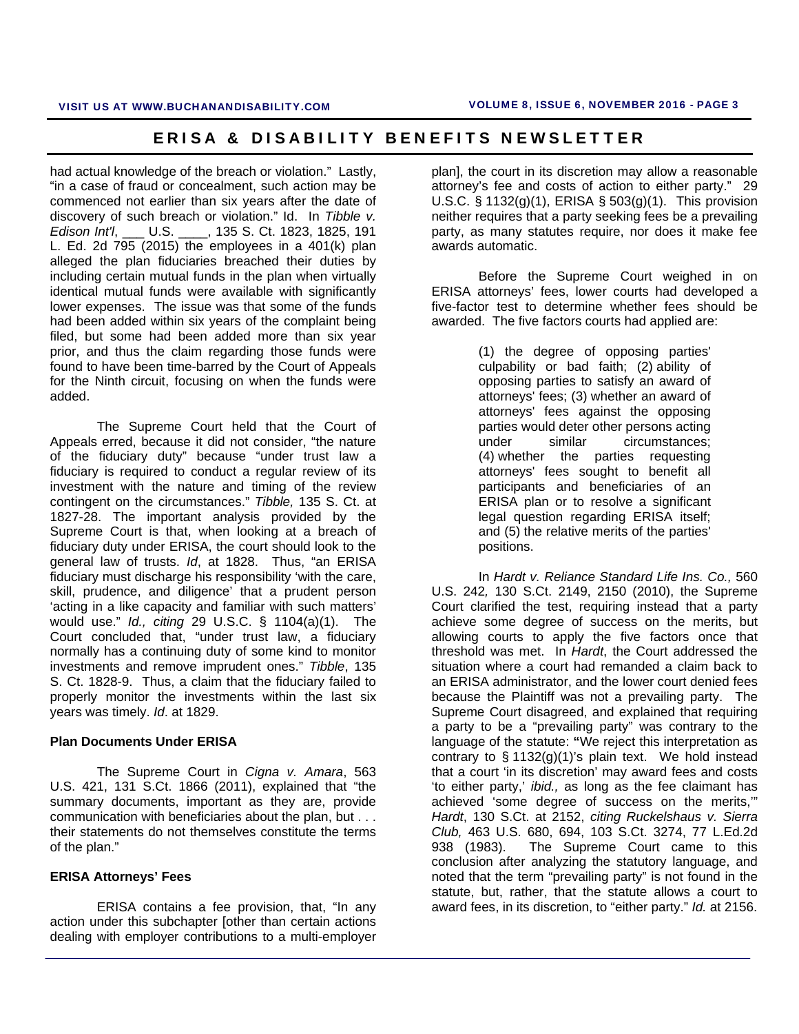had actual knowledge of the breach or violation." Lastly, "in a case of fraud or concealment, such action may be commenced not earlier than six years after the date of discovery of such breach or violation." Id. In *Tibble v. Edison Int'l*, ___ U.S. ____, 135 S. Ct. 1823, 1825, 191 L. Ed. 2d 795 (2015) the employees in a 401(k) plan alleged the plan fiduciaries breached their duties by including certain mutual funds in the plan when virtually identical mutual funds were available with significantly lower expenses. The issue was that some of the funds had been added within six years of the complaint being filed, but some had been added more than six year prior, and thus the claim regarding those funds were found to have been time-barred by the Court of Appeals for the Ninth circuit, focusing on when the funds were added.

The Supreme Court held that the Court of Appeals erred, because it did not consider, "the nature of the fiduciary duty" because "under trust law a fiduciary is required to conduct a regular review of its investment with the nature and timing of the review contingent on the circumstances." *Tibble,* 135 S. Ct. at 1827-28. The important analysis provided by the Supreme Court is that, when looking at a breach of fiduciary duty under ERISA, the court should look to the general law of trusts. *Id*, at 1828. Thus, "an ERISA fiduciary must discharge his responsibility 'with the care, skill, prudence, and diligence' that a prudent person 'acting in a like capacity and familiar with such matters' would use." *Id., citing* 29 U.S.C. § 1104(a)(1). The Court concluded that, "under trust law, a fiduciary normally has a continuing duty of some kind to monitor investments and remove imprudent ones." *Tibble*, 135 S. Ct. 1828-9. Thus, a claim that the fiduciary failed to properly monitor the investments within the last six years was timely. *Id*. at 1829.

**Plan Documents Under ERISA**

The Supreme Court in *Cigna v. Amara*, 563 U.S. 421, 131 S.Ct. 1866 (2011), explained that "the summary documents, important as they are, provide communication with beneficiaries about the plan, but . . . their statements do not themselves constitute the terms of the plan."

**ERISA Attorneys' Fees**

ERISA contains a fee provision, that, "In any action under this subchapter [other than certain actions dealing with employer contributions to a multi-employer plan], the court in its discretion may allow a reasonable attorney's fee and costs of action to either party." 29 U.S.C. § 1132(g)(1), ERISA § 503(g)(1). This provision neither requires that a party seeking fees be a prevailing party, as many statutes require, nor does it make fee awards automatic.

Before the Supreme Court weighed in on ERISA attorneys' fees, lower courts had developed a five-factor test to determine whether fees should be awarded. The five factors courts had applied are:

> (1) the degree of opposing parties' culpability or bad faith; (2) ability of opposing parties to satisfy an award of attorneys' fees; (3) whether an award of attorneys' fees against the opposing parties would deter other persons acting under similar circumstances; (4) whether the parties requesting attorneys' fees sought to benefit all participants and beneficiaries of an ERISA plan or to resolve a significant legal question regarding ERISA itself; and (5) the relative merits of the parties' positions.

In *Hardt v. Reliance Standard Life Ins. Co.,* 560 U.S. 242*,* 130 S.Ct. 2149, 2150 (2010), the Supreme Court clarified the test, requiring instead that a party achieve some degree of success on the merits, but allowing courts to apply the five factors once that threshold was met. In *Hardt*, the Court addressed the situation where a court had remanded a claim back to an ERISA administrator, and the lower court denied fees because the Plaintiff was not a prevailing party. The Supreme Court disagreed, and explained that requiring a party to be a "prevailing party" was contrary to the language of the statute: **"**We reject this interpretation as contrary to § 1132(g)(1)'s plain text. We hold instead that a court 'in its discretion' may award fees and costs 'to either party,' *ibid.,* as long as the fee claimant has achieved 'some degree of success on the merits,'" *Hardt*, 130 S.Ct. at 2152, *citing Ruckelshaus v. Sierra Club,* 463 U.S. 680, 694, 103 S.Ct. 3274, 77 L.Ed.2d 938 (1983). The Supreme Court came to this conclusion after analyzing the statutory language, and noted that the term "prevailing party" is not found in the statute, but, rather, that the statute allows a court to award fees, in its discretion, to "either party." *Id.* at 2156.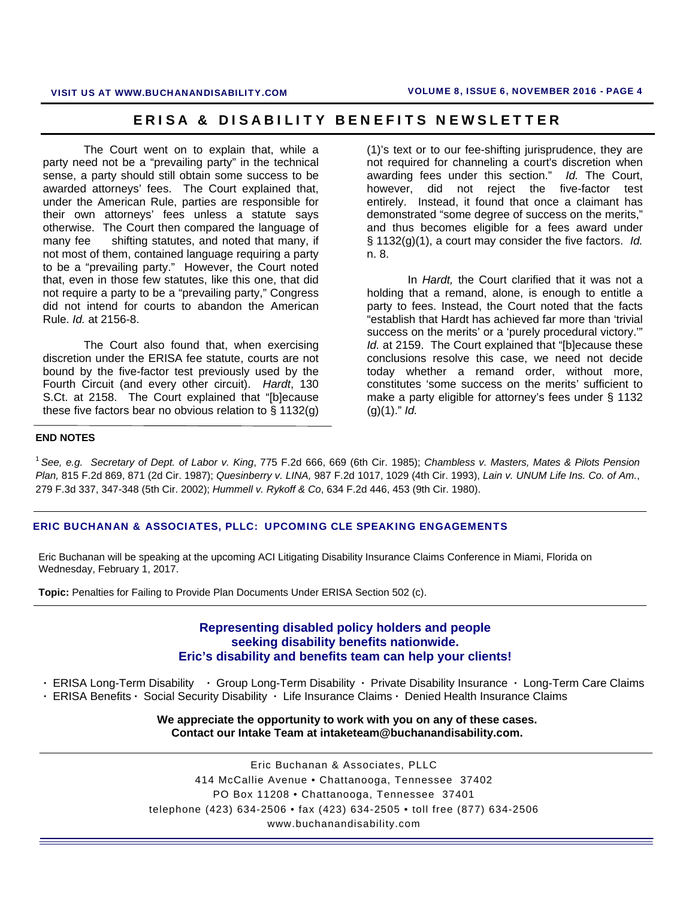The Court went on to explain that, while a party need not be a "prevailing party" in the technical sense, a party should still obtain some success to be awarded attorneys' fees. The Court explained that, under the American Rule, parties are responsible for their own attorneys' fees unless a statute says otherwise. The Court then compared the language of many fee shifting statutes, and noted that many, if not most of them, contained language requiring a party to be a "prevailing party." However, the Court noted that, even in those few statutes, like this one, that did not require a party to be a "prevailing party," Congress did not intend for courts to abandon the American Rule. *Id.* at 2156-8.

The Court also found that, when exercising discretion under the ERISA fee statute, courts are not bound by the five-factor test previously used by the Fourth Circuit (and every other circuit). *Hardt*, 130 S.Ct. at 2158. The Court explained that "[b]ecause these five factors bear no obvious relation to § 1132(g)(1)'s text or to our fee-shifting jurisprudence, they are not required for channeling a court's discretion when awarding fees under this section." *Id.* The Court, however, did not reject the five-factor test entirely. Instead, it found that once a claimant has demonstrated "some degree of success on the merits," and thus becomes eligible for a fees award under § 1132(g)(1), a court may consider the five factors. *Id.* n. 8.

In *Hardt,* the Court clarified that it was not a holding that a remand, alone, is enough to entitle a party to fees. The Court noted that the facts "establish that Hardt has achieved far more than 'trivial success on the merits' or a 'purely procedural victory.'" *Id.* at 2159. The Court explained that "[b]ecause these conclusions resolve this case, we need not decide today whether a remand order, without more, constitutes 'some success on the merits' sufficient to make a party eligible for attorney's fees under § 1132 (g)(1)." *Id.*

**END NOTES**

[1] *See, e.g. Secretary of Dept. of Labor v. King*, 775 F.2d 666, 669 (6th Cir. 1985); *Chambless v. Masters, Mates & Pilots Pension Plan,* 815 F.2d 869, 871 (2d Cir. 1987); *Quesinberry v. LINA,* 987 F.2d 1017, 1029 (4th Cir. 1993), *Lain v. UNUM Life Ins. Co. of Am.*, 279 F.3d 337, 347-348 (5th Cir. 2002); *Hummell v. Rykoff & Co*, 634 F.2d 446, 453 (9th Cir. 1980).

## ERIC BUCHANAN & ASSOCIATES, PLLC: UPCOMING CLE SPEAKING ENGAGEMENTS

Eric Buchanan will be speaking at the upcoming ACI Litigating Disability Insurance Claims Conference in Miami, Florida on Wednesday, February 1, 2017.

**Topic:** Penalties for Failing to Provide Plan Documents Under ERISA Section 502 (c).

**Representing disabled policy holders and people seeking disability benefits nationwide.**
**Eric's disability and benefits team can help your clients!**

- ERISA Long-Term Disability
- Group Long-Term Disability
- Private Disability Insurance
- Long-Term Care Claims
- ERISA Benefits
- Social Security Disability
- Life Insurance Claims
- Denied Health Insurance Claims

**We appreciate the opportunity to work with you on any of these cases.**
**Contact our Intake Team at intaketeam@buchanandisability.com.**

Eric Buchanan & Associates, PLLC
414 McCallie Avenue • Chattanooga, Tennessee 37402
PO Box 11208 • Chattanooga, Tennessee 37401
telephone (423) 634-2506 • fax (423) 634-2505 • toll free (877) 634-2506
www.buchanandisability.com